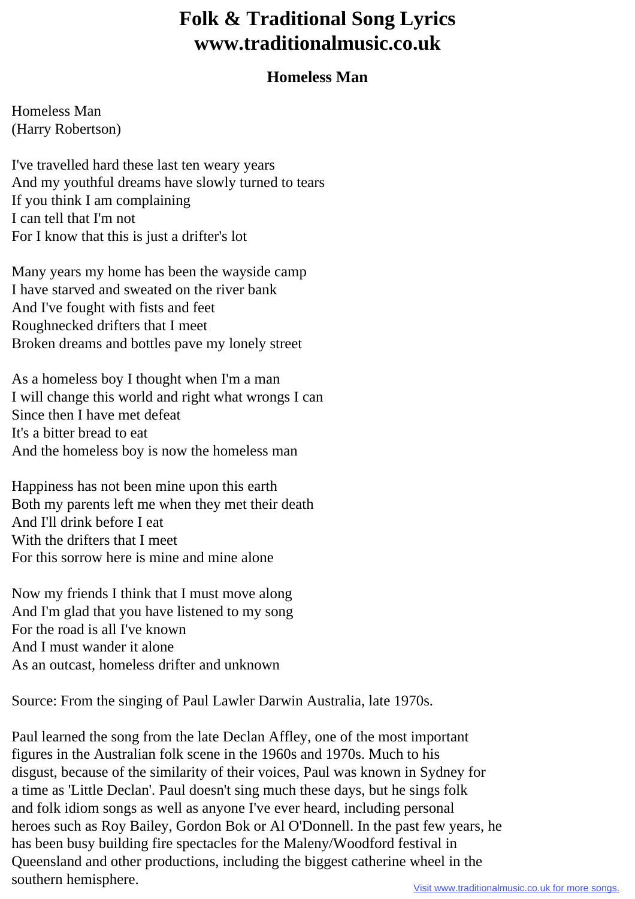# Folk & Traditional Song Lyrics www.traditionalmusic.co.uk

## Homeless Man

Homeless Man
(Harry Robertson)

I've travelled hard these last ten weary years
And my youthful dreams have slowly turned to tears
If you think I am complaining
I can tell that I'm not
For I know that this is just a drifter's lot

Many years my home has been the wayside camp
I have starved and sweated on the river bank
And I've fought with fists and feet
Roughnecked drifters that I meet
Broken dreams and bottles pave my lonely street

As a homeless boy I thought when I'm a man
I will change this world and right what wrongs I can
Since then I have met defeat
It's a bitter bread to eat
And the homeless boy is now the homeless man

Happiness has not been mine upon this earth
Both my parents left me when they met their death
And I'll drink before I eat
With the drifters that I meet
For this sorrow here is mine and mine alone

Now my friends I think that I must move along
And I'm glad that you have listened to my song
For the road is all I've known
And I must wander it alone
As an outcast, homeless drifter and unknown

Source: From the singing of Paul Lawler Darwin Australia, late 1970s.

Paul learned the song from the late Declan Affley, one of the most important figures in the Australian folk scene in the 1960s and 1970s. Much to his disgust, because of the similarity of their voices, Paul was known in Sydney for a time as 'Little Declan'. Paul doesn't sing much these days, but he sings folk and folk idiom songs as well as anyone I've ever heard, including personal heroes such as Roy Bailey, Gordon Bok or Al O'Donnell. In the past few years, he has been busy building fire spectacles for the Maleny/Woodford festival in Queensland and other productions, including the biggest catherine wheel in the southern hemisphere.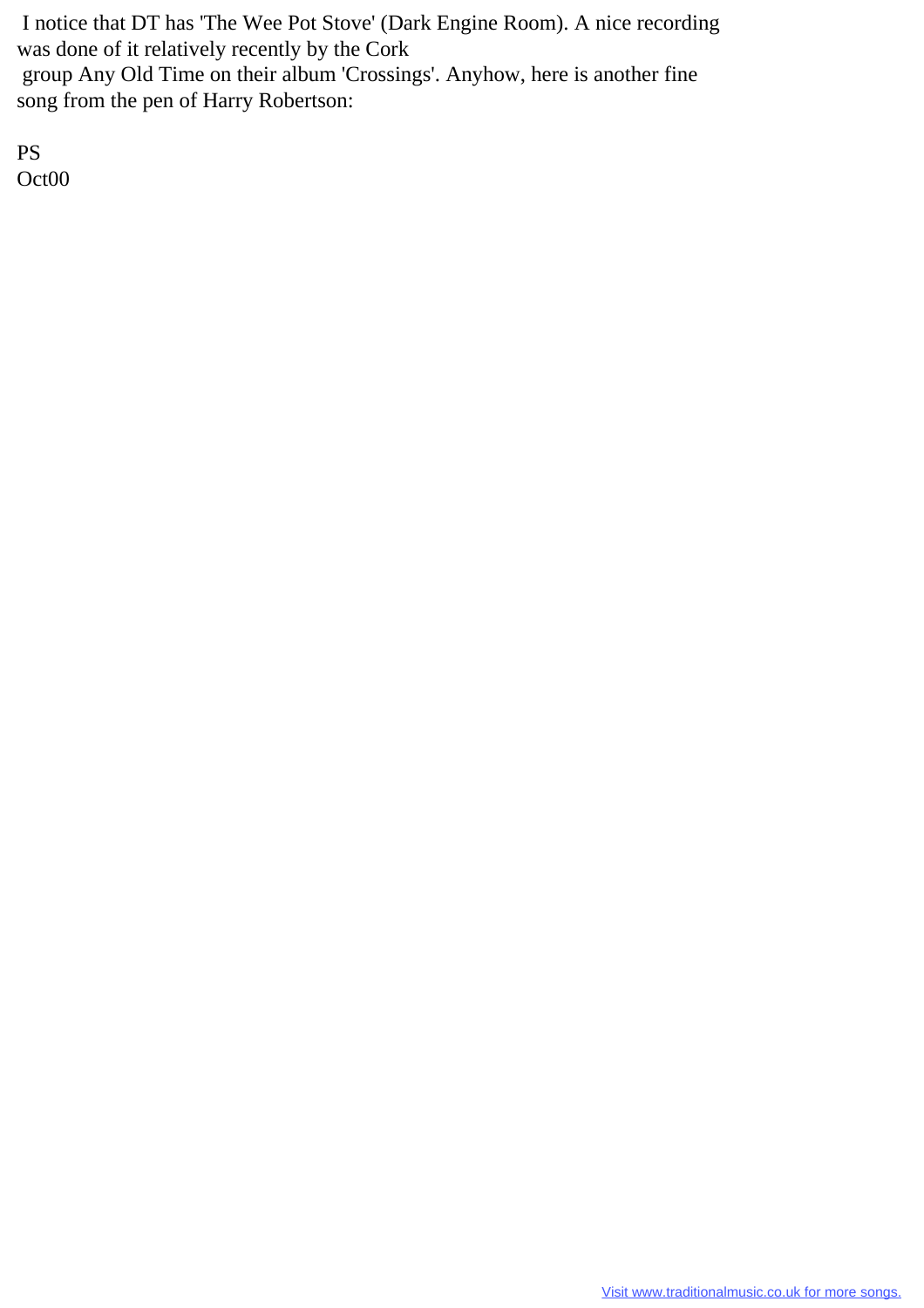I notice that DT has 'The Wee Pot Stove' (Dark Engine Room). A nice recording was done of it relatively recently by the Cork group Any Old Time on their album 'Crossings'. Anyhow, here is another fine song from the pen of Harry Robertson:

PS
Oct00